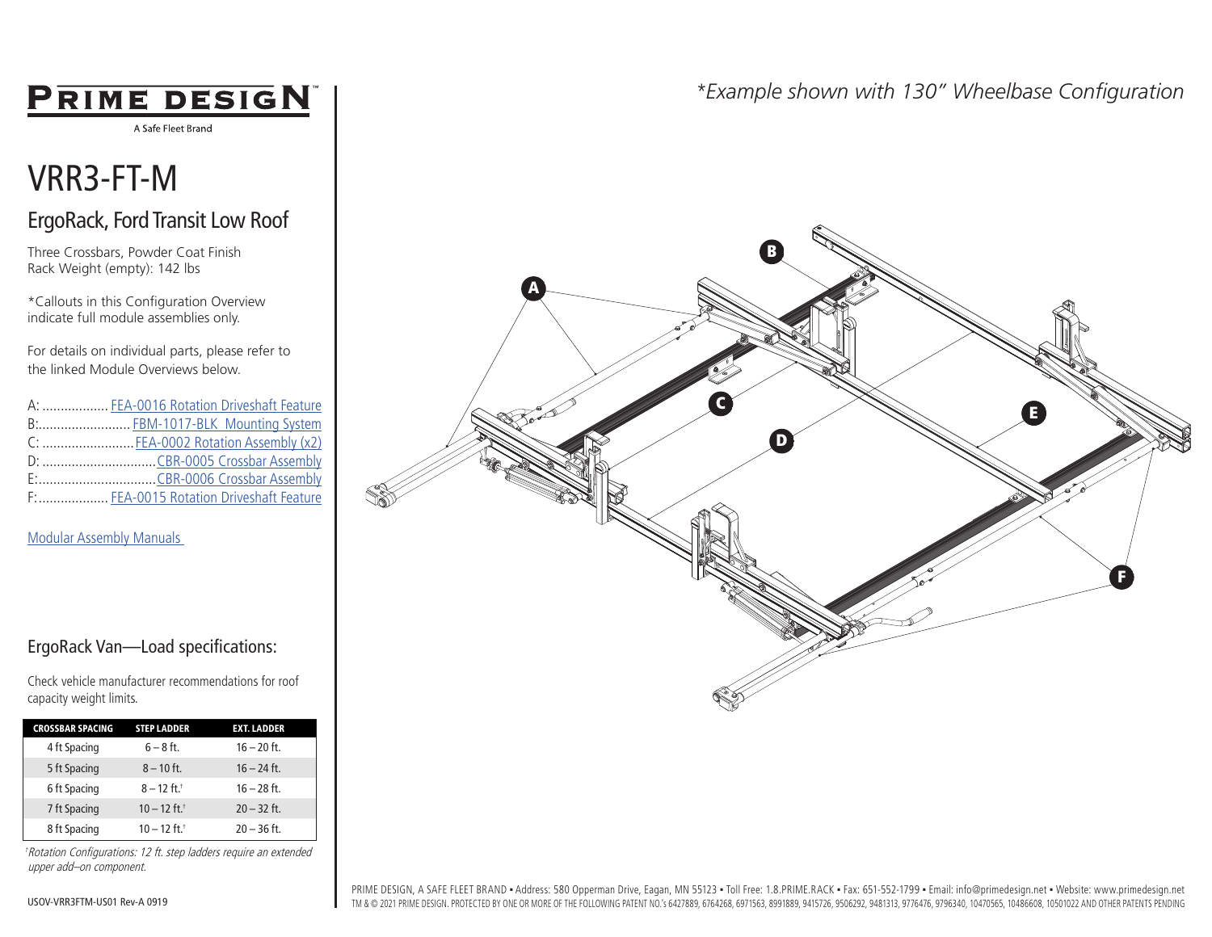# PRIME DESIGN

A Safe Fleet Brand

# VRR3-FT-M

## ErgoRack, Ford Transit Low Roof

Three Crossbars, Powder Coat Finish
Rack Weight (empty): 142 lbs

*Callouts in this Configuration Overview indicate full module assemblies only.

For details on individual parts, please refer to the linked Module Overviews below.

A: .................. FEA-0016 Rotation Driveshaft Feature
B:......................... FBM-1017-BLK Mounting System
C: ......................... FEA-0002 Rotation Assembly (x2)
D: ............................... CBR-0005 Crossbar Assembly
E:................................ CBR-0006 Crossbar Assembly
F:.................. FEA-0015 Rotation Driveshaft Feature

Modular Assembly Manuals

## ErgoRack Van—Load specifications:

Check vehicle manufacturer recommendations for roof capacity weight limits.

| CROSSBAR SPACING | STEP LADDER | EXT. LADDER |
|---|---|---|
| 4 ft Spacing | 6 – 8 ft. | 16 – 20 ft. |
| 5 ft Spacing | 8 – 10 ft. | 16 – 24 ft. |
| 6 ft Spacing | 8 – 12 ft.† | 16 – 28 ft. |
| 7 ft Spacing | 10 – 12 ft.† | 20 – 32 ft. |
| 8 ft Spacing | 10 – 12 ft.† | 20 – 36 ft. |

*†Rotation Configurations: 12 ft. step ladders require an extended upper add–on component.*

*\*Example shown with 130" Wheelbase Configuration*

A B C D E F

USOV-VRR3FTM-US01 Rev-A 0919

PRIME DESIGN, A SAFE FLEET BRAND • Address: 580 Opperman Drive, Eagan, MN 55123 • Toll Free: 1.8.PRIME.RACK • Fax: 651-552-1799 • Email: info@primedesign.net • Website: www.primedesign.net
TM & © 2021 PRIME DESIGN. PROTECTED BY ONE OR MORE OF THE FOLLOWING PATENT NO.'s 6427889, 6764268, 6971563, 8991889, 9415726, 9506292, 9481313, 9776476, 9796340, 10470565, 10486608, 10501022 AND OTHER PATENTS PENDING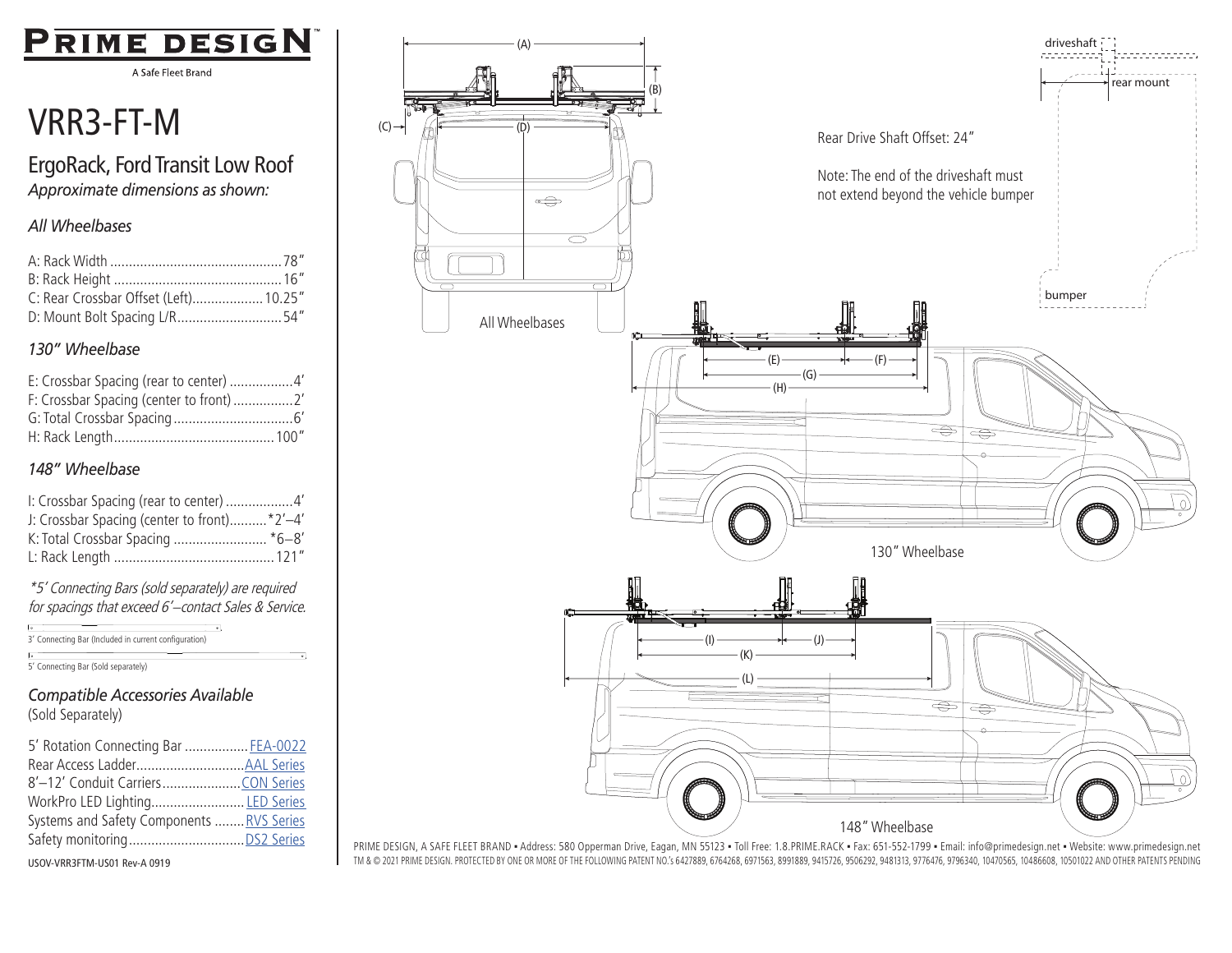# PRIME DESIGN™

A Safe Fleet Brand

# VRR3-FT-M

## ErgoRack, Ford Transit Low Roof

*Approximate dimensions as shown:*

### *All Wheelbases*

A: Rack Width ............................................. 78"
B: Rack Height ............................................. 16"
C: Rear Crossbar Offset (Left)................... 10.25"
D: Mount Bolt Spacing L/R............................ 54"

### *130" Wheelbase*

E: Crossbar Spacing (rear to center) ................. 4'
F: Crossbar Spacing (center to front) ................ 2'
G: Total Crossbar Spacing ................................ 6'
H: Rack Length........................................... 100"

### *148" Wheelbase*

I: Crossbar Spacing (rear to center) .................. 4'
J: Crossbar Spacing (center to front)..........*2'–4'
K: Total Crossbar Spacing ......................... *6–8'
L: Rack Length ........................................... 121"

*\*5' Connecting Bars (sold separately) are required for spacings that exceed 6'—contact Sales & Service.*

3' Connecting Bar (Included in current configuration)

5' Connecting Bar (Sold separately)

### *Compatible Accessories Available*

(Sold Separately)

5' Rotation Connecting Bar ................. FEA-0022
Rear Access Ladder............................. AAL Series
8'–12' Conduit Carriers..................... CON Series
WorkPro LED Lighting......................... LED Series
Systems and Safety Components ........ RVS Series
Safety monitoring ............................... DS2 Series

USOV-VRR3FTM-US01 Rev-A 0919

(A)
(B)
(C)
(D)
All Wheelbases

driveshaft
rear mount
bumper

Rear Drive Shaft Offset: 24"

Note: The end of the driveshaft must not extend beyond the vehicle bumper

(E) (F) (G) (H)
130" Wheelbase

(I) (J) (K) (L)
148" Wheelbase

PRIME DESIGN, A SAFE FLEET BRAND ▪ Address: 580 Opperman Drive, Eagan, MN 55123 ▪ Toll Free: 1.8.PRIME.RACK ▪ Fax: 651-552-1799 ▪ Email: info@primedesign.net ▪ Website: www.primedesign.net

TM & © 2021 PRIME DESIGN. PROTECTED BY ONE OR MORE OF THE FOLLOWING PATENT NO.'s 6427889, 6764268, 6971563, 8991889, 9415726, 9506292, 9481313, 9776476, 9796340, 10470565, 10486608, 10501022 AND OTHER PATENTS PENDING